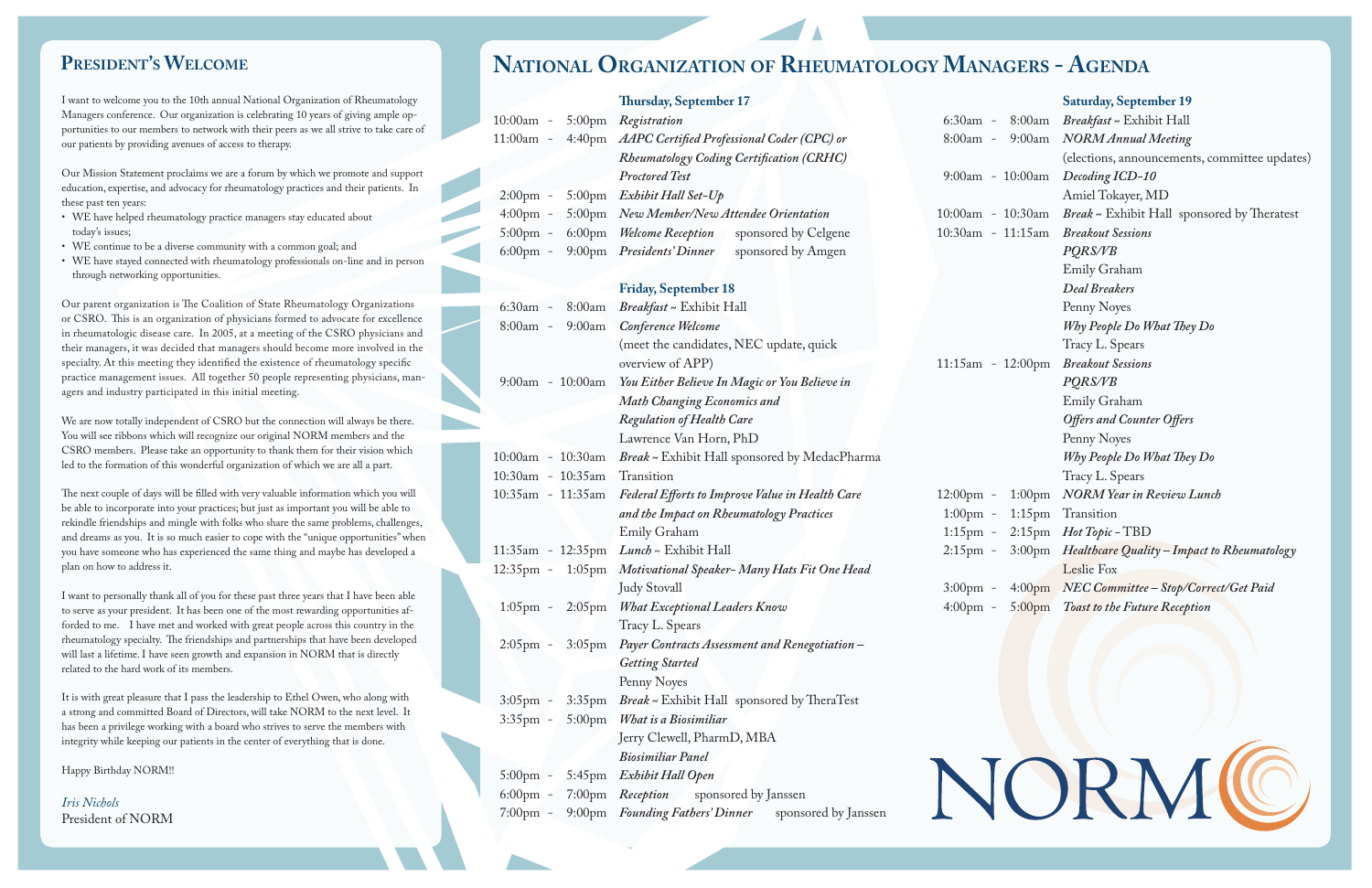## President's Welcome

I want to welcome you to the 10th annual National Organization of Rheumatology Managers conference. Our organization is celebrating 10 years of giving ample opportunities to our members to network with their peers as we all strive to take care of our patients by providing avenues of access to therapy.

Our Mission Statement proclaims we are a forum by which we promote and support education, expertise, and advocacy for rheumatology practices and their patients. In these past ten years:

- WE have helped rheumatology practice managers stay educated about today's issues;
- WE continue to be a diverse community with a common goal; and
- WE have stayed connected with rheumatology professionals on-line and in person through networking opportunities.

Our parent organization is The Coalition of State Rheumatology Organizations or CSRO. This is an organization of physicians formed to advocate for excellence in rheumatologic disease care. In 2005, at a meeting of the CSRO physicians and their managers, it was decided that managers should become more involved in the specialty. At this meeting they identified the existence of rheumatology specific practice management issues. All together 50 people representing physicians, managers and industry participated in this initial meeting.

We are now totally independent of CSRO but the connection will always be there. You will see ribbons which will recognize our original NORM members and the CSRO members. Please take an opportunity to thank them for their vision which led to the formation of this wonderful organization of which we are all a part.

The next couple of days will be filled with very valuable information which you will be able to incorporate into your practices; but just as important you will be able to rekindle friendships and mingle with folks who share the same problems, challenges, and dreams as you. It is so much easier to cope with the "unique opportunities" when you have someone who has experienced the same thing and maybe has developed a plan on how to address it.

I want to personally thank all of you for these past three years that I have been able to serve as your president. It has been one of the most rewarding opportunities afforded to me. I have met and worked with great people across this country in the rheumatology specialty. The friendships and partnerships that have been developed will last a lifetime. I have seen growth and expansion in NORM that is directly related to the hard work of its members.

It is with great pleasure that I pass the leadership to Ethel Owen, who along with a strong and committed Board of Directors, will take NORM to the next level. It has been a privilege working with a board who strives to serve the members with integrity while keeping our patients in the center of everything that is done.

Happy Birthday NORM!!

*Iris Nichols*
President of NORM

## National Organization of Rheumatology Managers - Agenda

### Thursday, September 17

| Time | Event |
|---|---|
| 10:00am - 5:00pm | *Registration* |
| 11:00am - 4:40pm | *AAPC Certified Professional Coder (CPC) or Rheumatology Coding Certification (CRHC) Proctored Test* |
| 2:00pm - 5:00pm | *Exhibit Hall Set-Up* |
| 4:00pm - 5:00pm | *New Member/New Attendee Orientation* |
| 5:00pm - 6:00pm | *Welcome Reception* sponsored by Celgene |
| 6:00pm - 9:00pm | *Presidents' Dinner* sponsored by Amgen |

### Friday, September 18

| Time | Event |
|---|---|
| 6:30am - 8:00am | *Breakfast* ~ Exhibit Hall |
| 8:00am - 9:00am | *Conference Welcome* (meet the candidates, NEC update, quick overview of APP) |
| 9:00am - 10:00am | *You Either Believe In Magic or You Believe in Math Changing Economics and Regulation of Health Care* – Lawrence Van Horn, PhD |
| 10:00am - 10:30am | *Break* ~ Exhibit Hall sponsored by MedacPharma |
| 10:30am - 10:35am | Transition |
| 10:35am - 11:35am | *Federal Efforts to Improve Value in Health Care and the Impact on Rheumatology Practices* – Emily Graham |
| 11:35am - 12:35pm | *Lunch* ~ Exhibit Hall |
| 12:35pm - 1:05pm | *Motivational Speaker- Many Hats Fit One Head* – Judy Stovall |
| 1:05pm - 2:05pm | *What Exceptional Leaders Know* – Tracy L. Spears |
| 2:05pm - 3:05pm | *Payer Contracts Assessment and Renegotiation – Getting Started* – Penny Noyes |
| 3:05pm - 3:35pm | *Break* ~ Exhibit Hall sponsored by TheraTest |
| 3:35pm - 5:00pm | *What is a Biosimiliar* – Jerry Clewell, PharmD, MBA; *Biosimiliar Panel* |
| 5:00pm - 5:45pm | *Exhibit Hall Open* |
| 6:00pm - 7:00pm | *Reception* sponsored by Janssen |
| 7:00pm - 9:00pm | *Founding Fathers' Dinner* sponsored by Janssen |

### Saturday, September 19

| Time | Event |
|---|---|
| 6:30am - 8:00am | *Breakfast* ~ Exhibit Hall |
| 8:00am - 9:00am | *NORM Annual Meeting* (elections, announcements, committee updates) |
| 9:00am - 10:00am | *Decoding ICD-10* – Amiel Tokayer, MD |
| 10:00am - 10:30am | *Break* ~ Exhibit Hall sponsored by Theratest |
| 10:30am - 11:15am | *Breakout Sessions*: *PQRS/VB* – Emily Graham; *Deal Breakers* – Penny Noyes; *Why People Do What They Do* – Tracy L. Spears |
| 11:15am - 12:00pm | *Breakout Sessions*: *PQRS/VB* – Emily Graham; *Offers and Counter Offers* – Penny Noyes; *Why People Do What They Do* – Tracy L. Spears |
| 12:00pm - 1:00pm | *NORM Year in Review Lunch* |
| 1:00pm - 1:15pm | Transition |
| 1:15pm - 2:15pm | *Hot Topic* - TBD |
| 2:15pm - 3:00pm | *Healthcare Quality – Impact to Rheumatology* – Leslie Fox |
| 3:00pm - 4:00pm | *NEC Committee – Stop/Correct/Get Paid* |
| 4:00pm - 5:00pm | *Toast to the Future Reception* |

NORM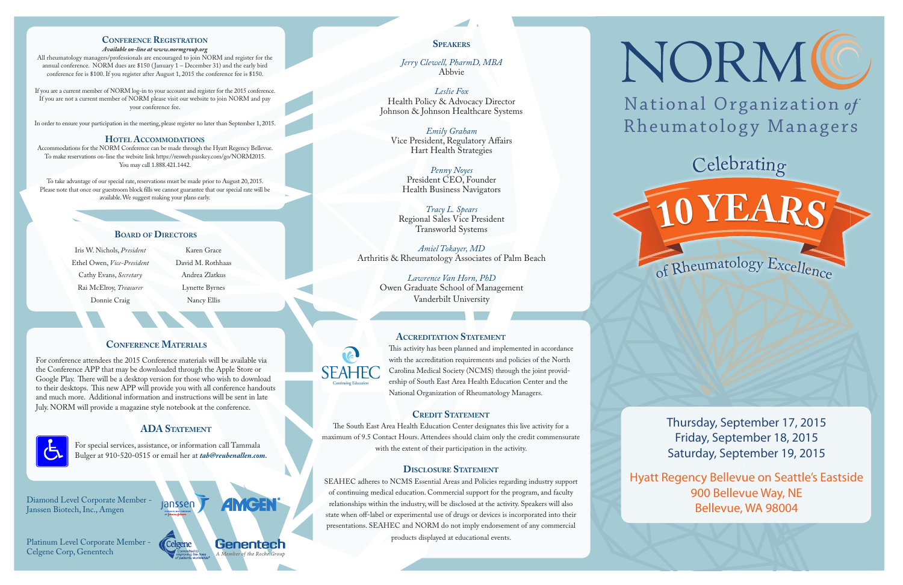## Conference Registration

*Available on-line at www.normgroup.org*

All rheumatology managers/professionals are encouraged to join NORM and register for the annual conference. NORM dues are $150 (January 1 – December 31) and the early bird conference fee is $100. If you register after August 1, 2015 the conference fee is $150.

If you are a current member of NORM log-in to your account and register for the 2015 conference. If you are not a current member of NORM please visit our website to join NORM and pay your conference fee.

In order to ensure your participation in the meeting, please register no later than September 1, 2015.

## Hotel Accommodations

Accommodations for the NORM Conference can be made through the Hyatt Regency Bellevue. To make reservations on-line the website link https://resweb.passkey.com/go/NORM2015. You may call 1.888.421.1442.

To take advantage of our special rate, reservations must be made prior to August 20, 2015. Please note that once our guestroom block fills we cannot guarantee that our special rate will be available. We suggest making your plans early.

## Board of Directors

| | |
|---|---|
| Iris W. Nichols, *President* | Karen Grace |
| Ethel Owen, *Vice-President* | David M. Rothhaas |
| Cathy Evans, *Secretary* | Andrea Zlatkus |
| Rai McElroy, *Treasurer* | Lynette Byrnes |
| Donnie Craig | Nancy Ellis |

## Conference Materials

For conference attendees the 2015 Conference materials will be available via the Conference APP that may be downloaded through the Apple Store or Google Play. There will be a desktop version for those who wish to download to their desktops. This new APP will provide you with all conference handouts and much more. Additional information and instructions will be sent in late July. NORM will provide a magazine style notebook at the conference.

## ADA Statement

For special services, assistance, or information call Tammala Bulger at 910-520-0515 or email her at ***tab@reubenallen.com.***

Diamond Level Corporate Member - Janssen Biotech, Inc., Amgen

Platinum Level Corporate Member - Celgene Corp, Genentech

## Speakers

*Jerry Clewell, PharmD, MBA*
Abbvie

*Leslie Fox*
Health Policy & Advocacy Director
Johnson & Johnson Healthcare Systems

*Emily Graham*
Vice President, Regulatory Affairs
Hart Health Strategies

*Penny Noyes*
President CEO, Founder
Health Business Navigators

*Tracy L. Spears*
Regional Sales Vice President
Transworld Systems

*Amiel Tokayer, MD*
Arthritis & Rheumatology Associates of Palm Beach

*Lawrence Van Horn, PhD*
Owen Graduate School of Management
Vanderbilt University

## Accreditation Statement

This activity has been planned and implemented in accordance with the accreditation requirements and policies of the North Carolina Medical Society (NCMS) through the joint providership of South East Area Health Education Center and the National Organization of Rheumatology Managers.

## Credit Statement

The South East Area Health Education Center designates this live activity for a maximum of 9.5 Contact Hours. Attendees should claim only the credit commensurate with the extent of their participation in the activity.

## Disclosure Statement

SEAHEC adheres to NCMS Essential Areas and Policies regarding industry support of continuing medical education. Commercial support for the program, and faculty relationships within the industry, will be disclosed at the activity. Speakers will also state when off-label or experimental use of drugs or devices is incorporated into their presentations. SEAHEC and NORM do not imply endorsement of any commercial products displayed at educational events.

# NORM

## National Organization of Rheumatology Managers

### Celebrating 10 YEARS of Rheumatology Excellence

Thursday, September 17, 2015
Friday, September 18, 2015
Saturday, September 19, 2015

Hyatt Regency Bellevue on Seattle's Eastside
900 Bellevue Way, NE
Bellevue, WA 98004